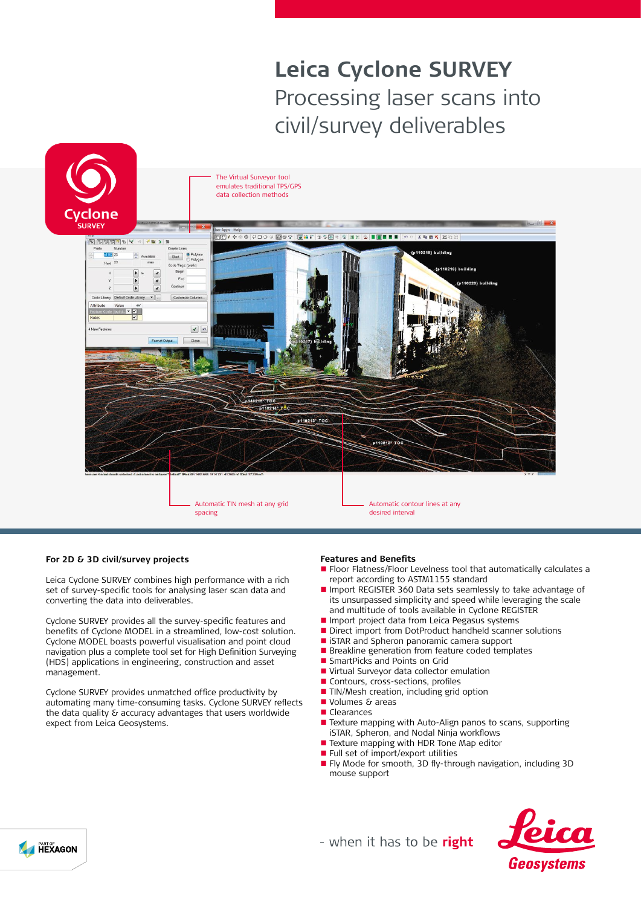# Leica Cyclone SURVEY

Processing laser scans into civil/survey deliverables

The Virtual Surveyor tool emulates traditional TPS/GPS data collection methods

Automatic TIN mesh at any grid spacing

Automatic contour lines at any desired interval

## For 2D & 3D civil/survey projects

Leica Cyclone SURVEY combines high performance with a rich set of survey-specific tools for analysing laser scan data and converting the data into deliverables.

Cyclone SURVEY provides all the survey-specific features and benefits of Cyclone MODEL in a streamlined, low-cost solution. Cyclone MODEL boasts powerful visualisation and point cloud navigation plus a complete tool set for High Definition Surveying (HDS) applications in engineering, construction and asset management.

Cyclone SURVEY provides unmatched office productivity by automating many time-consuming tasks. Cyclone SURVEY reflects the data quality & accuracy advantages that users worldwide expect from Leica Geosystems.

## Features and Benefits

- Floor Flatness/Floor Levelness tool that automatically calculates a report according to ASTM1155 standard
- Import REGISTER 360 Data sets seamlessly to take advantage of its unsurpassed simplicity and speed while leveraging the scale and multitude of tools available in Cyclone REGISTER
- Import project data from Leica Pegasus systems
- Direct import from DotProduct handheld scanner solutions
- iSTAR and Spheron panoramic camera support
- Breakline generation from feature coded templates
- SmartPicks and Points on Grid
- Virtual Surveyor data collector emulation
- Contours, cross-sections, profiles
- TIN/Mesh creation, including grid option
- Volumes & areas
- Clearances
- Texture mapping with Auto-Align panos to scans, supporting iSTAR, Spheron, and Nodal Ninja workflows
- Texture mapping with HDR Tone Map editor
- Full set of import/export utilities
- Fly Mode for smooth, 3D fly-through navigation, including 3D mouse support

- when it has to be **right**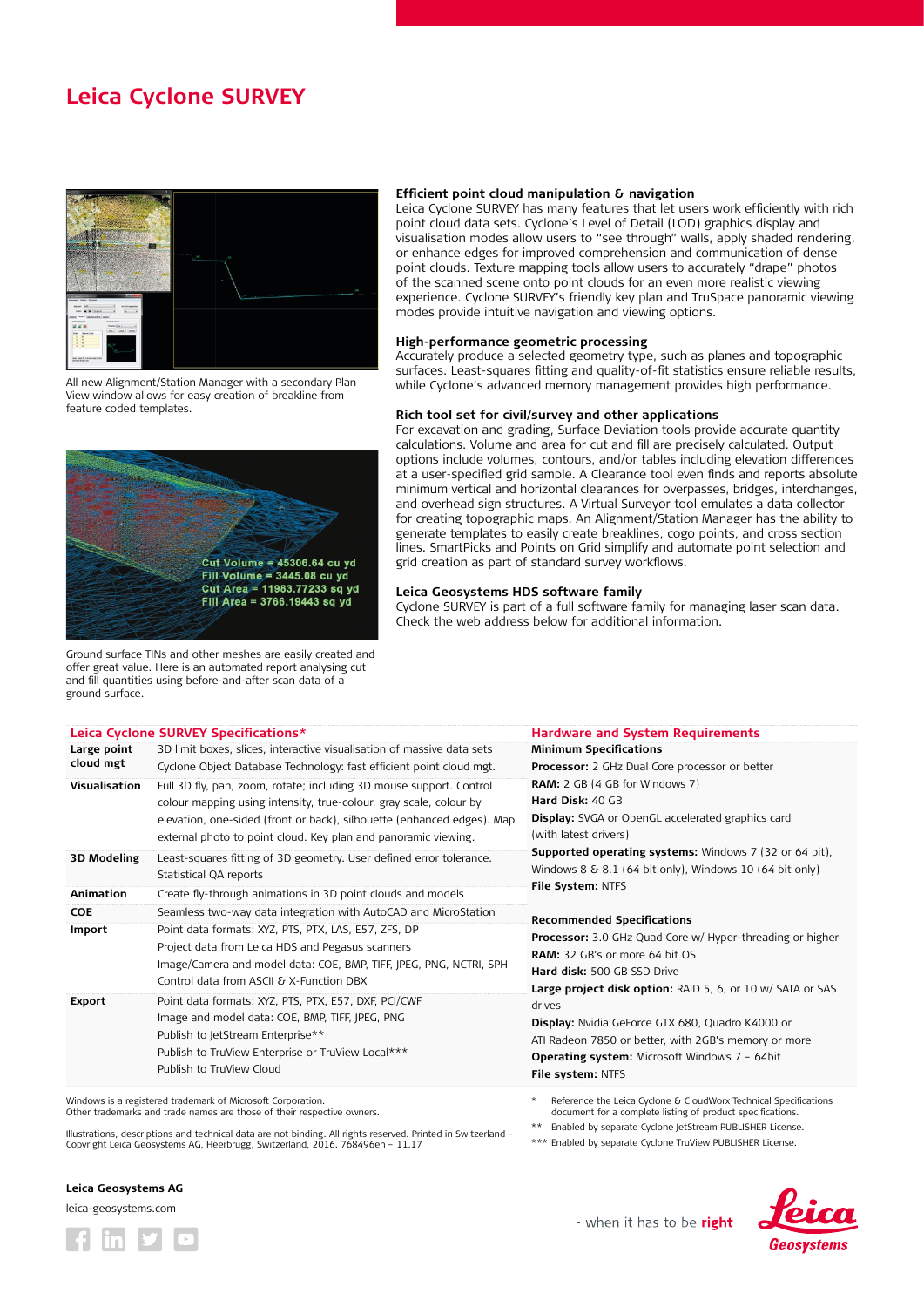# Leica Cyclone SURVEY

All new Alignment/Station Manager with a secondary Plan View window allows for easy creation of breakline from feature coded templates.

Cut Volume = 45306.64 cu yd
Fill Volume = 3445.08 cu yd
Cut Area = 11983.77233 sq yd
Fill Area = 3766.19443 sq yd

Ground surface TINs and other meshes are easily created and offer great value. Here is an automated report analysing cut and fill quantities using before-and-after scan data of a ground surface.

### Efficient point cloud manipulation & navigation

Leica Cyclone SURVEY has many features that let users work efficiently with rich point cloud data sets. Cyclone's Level of Detail (LOD) graphics display and visualisation modes allow users to "see through" walls, apply shaded rendering, or enhance edges for improved comprehension and communication of dense point clouds. Texture mapping tools allow users to accurately "drape" photos of the scanned scene onto point clouds for an even more realistic viewing experience. Cyclone SURVEY's friendly key plan and TruSpace panoramic viewing modes provide intuitive navigation and viewing options.

### High-performance geometric processing

Accurately produce a selected geometry type, such as planes and topographic surfaces. Least-squares fitting and quality-of-fit statistics ensure reliable results, while Cyclone's advanced memory management provides high performance.

### Rich tool set for civil/survey and other applications

For excavation and grading, Surface Deviation tools provide accurate quantity calculations. Volume and area for cut and fill are precisely calculated. Output options include volumes, contours, and/or tables including elevation differences at a user-specified grid sample. A Clearance tool even finds and reports absolute minimum vertical and horizontal clearances for overpasses, bridges, interchanges, and overhead sign structures. A Virtual Surveyor tool emulates a data collector for creating topographic maps. An Alignment/Station Manager has the ability to generate templates to easily create breaklines, cogo points, and cross section lines. SmartPicks and Points on Grid simplify and automate point selection and grid creation as part of standard survey workflows.

### Leica Geosystems HDS software family

Cyclone SURVEY is part of a full software family for managing laser scan data. Check the web address below for additional information.

## Leica Cyclone SURVEY Specifications*

| | |
|---|---|
| **Large point cloud mgt** | 3D limit boxes, slices, interactive visualisation of massive data sets<br>Cyclone Object Database Technology: fast efficient point cloud mgt. |
| **Visualisation** | Full 3D fly, pan, zoom, rotate; including 3D mouse support. Control colour mapping using intensity, true-colour, gray scale, colour by elevation, one-sided (front or back), silhouette (enhanced edges). Map external photo to point cloud. Key plan and panoramic viewing. |
| **3D Modeling** | Least-squares fitting of 3D geometry. User defined error tolerance. Statistical QA reports |
| **Animation** | Create fly-through animations in 3D point clouds and models |
| **COE** | Seamless two-way data integration with AutoCAD and MicroStation |
| **Import** | Point data formats: XYZ, PTS, PTX, LAS, E57, ZFS, DP<br>Project data from Leica HDS and Pegasus scanners<br>Image/Camera and model data: COE, BMP, TIFF, JPEG, PNG, NCTRI, SPH<br>Control data from ASCII & X-Function DBX |
| **Export** | Point data formats: XYZ, PTS, PTX, E57, DXF, PCI/CWF<br>Image and model data: COE, BMP, TIFF, JPEG, PNG<br>Publish to JetStream Enterprise**<br>Publish to TruView Enterprise or TruView Local***<br>Publish to TruView Cloud |

## Hardware and System Requirements

**Minimum Specifications**

**Processor:** 2 GHz Dual Core processor or better
**RAM:** 2 GB (4 GB for Windows 7)
**Hard Disk:** 40 GB
**Display:** SVGA or OpenGL accelerated graphics card (with latest drivers)
**Supported operating systems:** Windows 7 (32 or 64 bit), Windows 8 & 8.1 (64 bit only), Windows 10 (64 bit only)
**File System:** NTFS

**Recommended Specifications**

**Processor:** 3.0 GHz Quad Core w/ Hyper-threading or higher
**RAM:** 32 GB's or more 64 bit OS
**Hard disk:** 500 GB SSD Drive
**Large project disk option:** RAID 5, 6, or 10 w/ SATA or SAS drives
**Display:** Nvidia GeForce GTX 680, Quadro K4000 or ATI Radeon 7850 or better, with 2GB's memory or more
**Operating system:** Microsoft Windows 7 – 64bit
**File system:** NTFS

Windows is a registered trademark of Microsoft Corporation.
Other trademarks and trade names are those of their respective owners.

Illustrations, descriptions and technical data are not binding. All rights reserved. Printed in Switzerland – Copyright Leica Geosystems AG, Heerbrugg, Switzerland, 2016. 768496en – 11.17

\* Reference the Leica Cyclone & CloudWorx Technical Specifications document for a complete listing of product specifications.
** Enabled by separate Cyclone JetStream PUBLISHER License.
*** Enabled by separate Cyclone TruView PUBLISHER License.

**Leica Geosystems AG**
leica-geosystems.com

- when it has to be **right**

Leica Geosystems